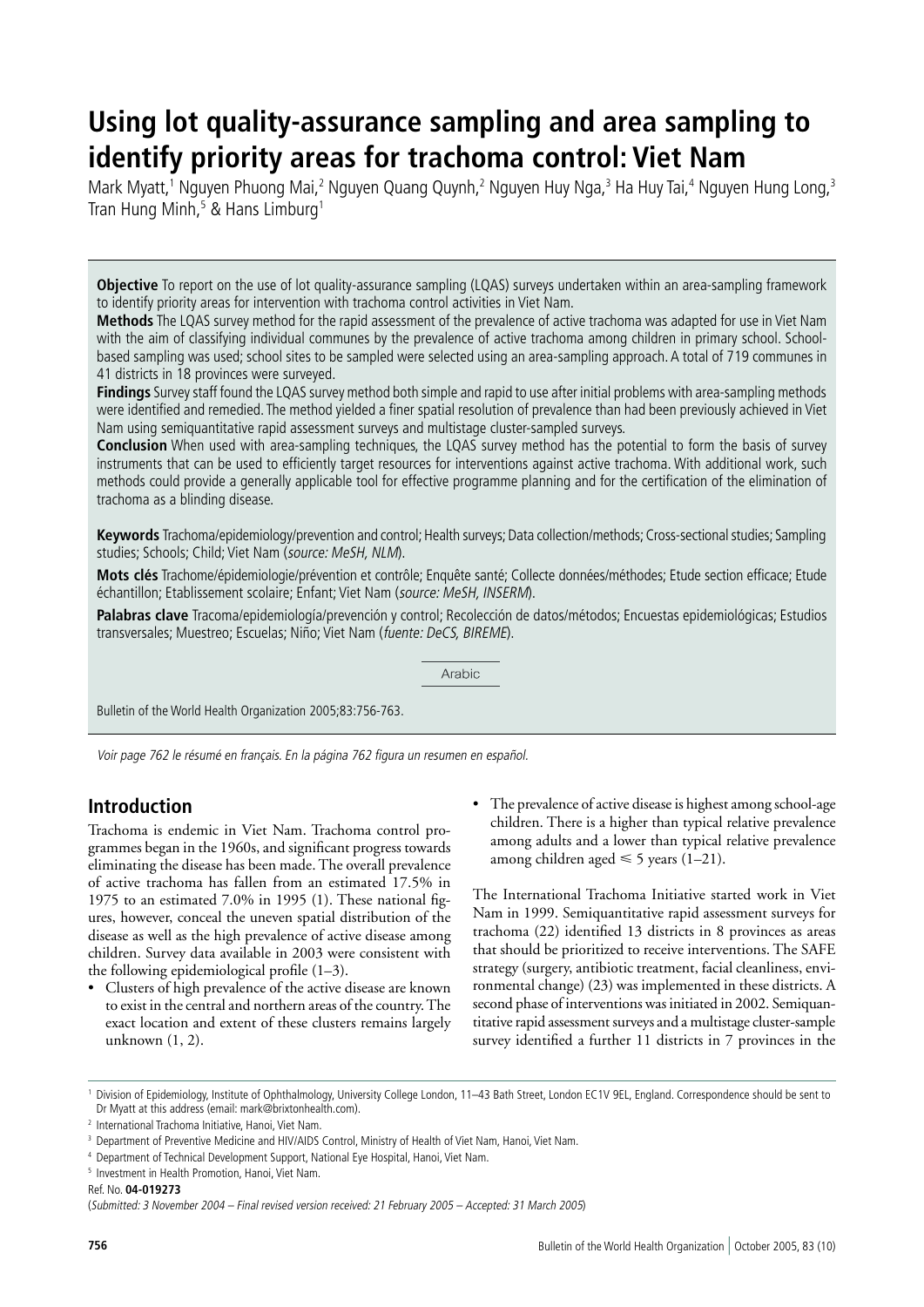# Using lot quality-assurance sampling and area sampling to identify priority areas for trachoma control: Viet Nam

Mark Myatt,[1] Nguyen Phuong Mai,[2] Nguyen Quang Quynh,[2] Nguyen Huy Nga,[3] Ha Huy Tai,[4] Nguyen Hung Long,[3] Tran Hung Minh,[5] & Hans Limburg[1]

**Objective** To report on the use of lot quality-assurance sampling (LQAS) surveys undertaken within an area-sampling framework to identify priority areas for intervention with trachoma control activities in Viet Nam.

**Methods** The LQAS survey method for the rapid assessment of the prevalence of active trachoma was adapted for use in Viet Nam with the aim of classifying individual communes by the prevalence of active trachoma among children in primary school. School-based sampling was used; school sites to be sampled were selected using an area-sampling approach. A total of 719 communes in 41 districts in 18 provinces were surveyed.

**Findings** Survey staff found the LQAS survey method both simple and rapid to use after initial problems with area-sampling methods were identified and remedied. The method yielded a finer spatial resolution of prevalence than had been previously achieved in Viet Nam using semiquantitative rapid assessment surveys and multistage cluster-sampled surveys.

**Conclusion** When used with area-sampling techniques, the LQAS survey method has the potential to form the basis of survey instruments that can be used to efficiently target resources for interventions against active trachoma. With additional work, such methods could provide a generally applicable tool for effective programme planning and for the certification of the elimination of trachoma as a blinding disease.

**Keywords** Trachoma/epidemiology/prevention and control; Health surveys; Data collection/methods; Cross-sectional studies; Sampling studies; Schools; Child; Viet Nam (*source: MeSH, NLM*).

**Mots clés** Trachome/épidemiologie/prévention et contrôle; Enquête santé; Collecte données/méthodes; Etude section efficace; Etude échantillon; Etablissement scolaire; Enfant; Viet Nam (*source: MeSH, INSERM*).

**Palabras clave** Tracoma/epidemiología/prevención y control; Recolección de datos/métodos; Encuestas epidemiológicas; Estudios transversales; Muestreo; Escuelas; Niño; Viet Nam (*fuente: DeCS, BIREME*).

Arabic

Bulletin of the World Health Organization 2005;83:756-763.

*Voir page 762 le résumé en français. En la página 762 figura un resumen en español.*

## Introduction

Trachoma is endemic in Viet Nam. Trachoma control programmes began in the 1960s, and significant progress towards eliminating the disease has been made. The overall prevalence of active trachoma has fallen from an estimated 17.5% in 1975 to an estimated 7.0% in 1995 (1). These national figures, however, conceal the uneven spatial distribution of the disease as well as the high prevalence of active disease among children. Survey data available in 2003 were consistent with the following epidemiological profile (1–3).

- Clusters of high prevalence of the active disease are known to exist in the central and northern areas of the country. The exact location and extent of these clusters remains largely unknown (1, 2).
- The prevalence of active disease is highest among school-age children. There is a higher than typical relative prevalence among adults and a lower than typical relative prevalence among children aged ≤ 5 years (1–21).

The International Trachoma Initiative started work in Viet Nam in 1999. Semiquantitative rapid assessment surveys for trachoma (22) identified 13 districts in 8 provinces as areas that should be prioritized to receive interventions. The SAFE strategy (surgery, antibiotic treatment, facial cleanliness, environmental change) (23) was implemented in these districts. A second phase of interventions was initiated in 2002. Semiquantitative rapid assessment surveys and a multistage cluster-sample survey identified a further 11 districts in 7 provinces in the

[1] Division of Epidemiology, Institute of Ophthalmology, University College London, 11–43 Bath Street, London EC1V 9EL, England. Correspondence should be sent to Dr Myatt at this address (email: mark@brixtonhealth.com).

[2] International Trachoma Initiative, Hanoi, Viet Nam.

[3] Department of Preventive Medicine and HIV/AIDS Control, Ministry of Health of Viet Nam, Hanoi, Viet Nam.

[4] Department of Technical Development Support, National Eye Hospital, Hanoi, Viet Nam.

[5] Investment in Health Promotion, Hanoi, Viet Nam.

Ref. No. **04-019273**

(*Submitted: 3 November 2004 – Final revised version received: 21 February 2005 – Accepted: 31 March 2005*)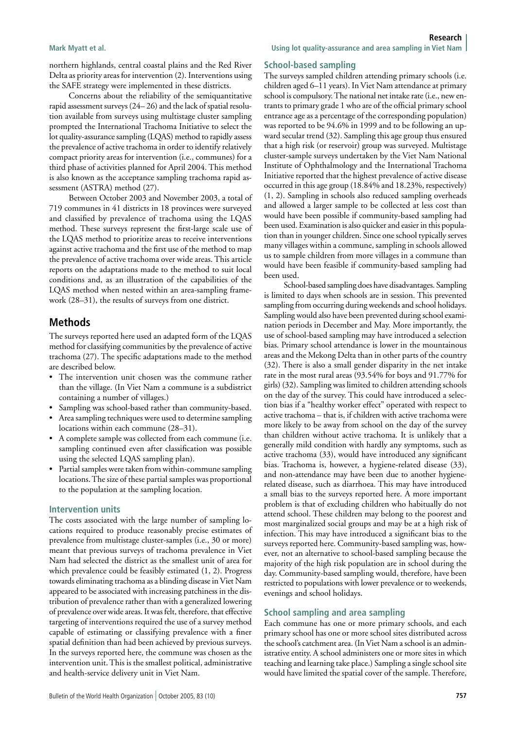northern highlands, central coastal plains and the Red River Delta as priority areas for intervention (2). Interventions using the SAFE strategy were implemented in these districts.

Concerns about the reliability of the semiquantitative rapid assessment surveys (24– 26) and the lack of spatial resolution available from surveys using multistage cluster sampling prompted the International Trachoma Initiative to select the lot quality-assurance sampling (LQAS) method to rapidly assess the prevalence of active trachoma in order to identify relatively compact priority areas for intervention (i.e., communes) for a third phase of activities planned for April 2004. This method is also known as the acceptance sampling trachoma rapid assessment (ASTRA) method (27).

Between October 2003 and November 2003, a total of 719 communes in 41 districts in 18 provinces were surveyed and classified by prevalence of trachoma using the LQAS method. These surveys represent the first-large scale use of the LQAS method to prioritize areas to receive interventions against active trachoma and the first use of the method to map the prevalence of active trachoma over wide areas. This article reports on the adaptations made to the method to suit local conditions and, as an illustration of the capabilities of the LQAS method when nested within an area-sampling framework (28–31), the results of surveys from one district.

## Methods

The surveys reported here used an adapted form of the LQAS method for classifying communities by the prevalence of active trachoma (27). The specific adaptations made to the method are described below.

- The intervention unit chosen was the commune rather than the village. (In Viet Nam a commune is a subdistrict containing a number of villages.)
- Sampling was school-based rather than community-based.
- Area sampling techniques were used to determine sampling locations within each commune (28–31).
- A complete sample was collected from each commune (i.e. sampling continued even after classification was possible using the selected LQAS sampling plan).
- Partial samples were taken from within-commune sampling locations. The size of these partial samples was proportional to the population at the sampling location.

### Intervention units

The costs associated with the large number of sampling locations required to produce reasonably precise estimates of prevalence from multistage cluster-samples (i.e., 30 or more) meant that previous surveys of trachoma prevalence in Viet Nam had selected the district as the smallest unit of area for which prevalence could be feasibly estimated (1, 2). Progress towards eliminating trachoma as a blinding disease in Viet Nam appeared to be associated with increasing patchiness in the distribution of prevalence rather than with a generalized lowering of prevalence over wide areas. It was felt, therefore, that effective targeting of interventions required the use of a survey method capable of estimating or classifying prevalence with a finer spatial definition than had been achieved by previous surveys. In the surveys reported here, the commune was chosen as the intervention unit. This is the smallest political, administrative and health-service delivery unit in Viet Nam.

### School-based sampling

The surveys sampled children attending primary schools (i.e. children aged 6–11 years). In Viet Nam attendance at primary school is compulsory. The national net intake rate (i.e., new entrants to primary grade 1 who are of the official primary school entrance age as a percentage of the corresponding population) was reported to be 94.6% in 1999 and to be following an upward secular trend (32). Sampling this age group thus ensured that a high risk (or reservoir) group was surveyed. Multistage cluster-sample surveys undertaken by the Viet Nam National Institute of Ophthalmology and the International Trachoma Initiative reported that the highest prevalence of active disease occurred in this age group (18.84% and 18.23%, respectively) (1, 2). Sampling in schools also reduced sampling overheads and allowed a larger sample to be collected at less cost than would have been possible if community-based sampling had been used. Examination is also quicker and easier in this population than in younger children. Since one school typically serves many villages within a commune, sampling in schools allowed us to sample children from more villages in a commune than would have been feasible if community-based sampling had been used.

School-based sampling does have disadvantages. Sampling is limited to days when schools are in session. This prevented sampling from occurring during weekends and school holidays. Sampling would also have been prevented during school examination periods in December and May. More importantly, the use of school-based sampling may have introduced a selection bias. Primary school attendance is lower in the mountainous areas and the Mekong Delta than in other parts of the country (32). There is also a small gender disparity in the net intake rate in the most rural areas (93.54% for boys and 91.77% for girls) (32). Sampling was limited to children attending schools on the day of the survey. This could have introduced a selection bias if a "healthy worker effect" operated with respect to active trachoma – that is, if children with active trachoma were more likely to be away from school on the day of the survey than children without active trachoma. It is unlikely that a generally mild condition with hardly any symptoms, such as active trachoma (33), would have introduced any significant bias. Trachoma is, however, a hygiene-related disease (33), and non-attendance may have been due to another hygiene-related disease, such as diarrhoea. This may have introduced a small bias to the surveys reported here. A more important problem is that of excluding children who habitually do not attend school. These children may belong to the poorest and most marginalized social groups and may be at a high risk of infection. This may have introduced a significant bias to the surveys reported here. Community-based sampling was, however, not an alternative to school-based sampling because the majority of the high risk population are in school during the day. Community-based sampling would, therefore, have been restricted to populations with lower prevalence or to weekends, evenings and school holidays.

### School sampling and area sampling

Each commune has one or more primary schools, and each primary school has one or more school sites distributed across the school's catchment area. (In Viet Nam a school is an administrative entity. A school administers one or more sites in which teaching and learning take place.) Sampling a single school site would have limited the spatial cover of the sample. Therefore,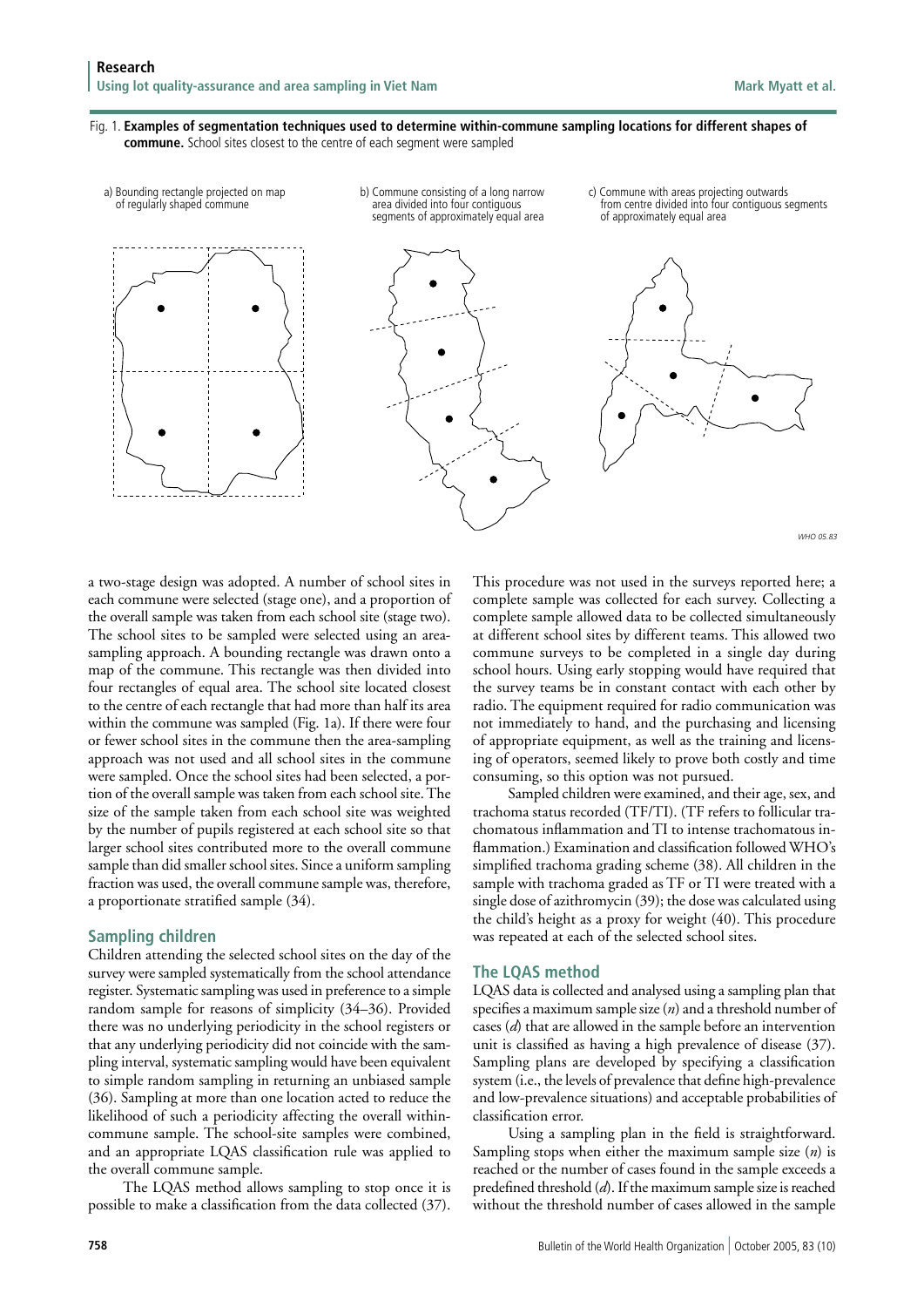Fig. 1. **Examples of segmentation techniques used to determine within-commune sampling locations for different shapes of commune.** School sites closest to the centre of each segment were sampled

a) Bounding rectangle projected on map of regularly shaped commune

b) Commune consisting of a long narrow area divided into four contiguous segments of approximately equal area

c) Commune with areas projecting outwards from centre divided into four contiguous segments of approximately equal area

WHO 05.83

a two-stage design was adopted. A number of school sites in each commune were selected (stage one), and a proportion of the overall sample was taken from each school site (stage two). The school sites to be sampled were selected using an area-sampling approach. A bounding rectangle was drawn onto a map of the commune. This rectangle was then divided into four rectangles of equal area. The school site located closest to the centre of each rectangle that had more than half its area within the commune was sampled (Fig. 1a). If there were four or fewer school sites in the commune then the area-sampling approach was not used and all school sites in the commune were sampled. Once the school sites had been selected, a portion of the overall sample was taken from each school site. The size of the sample taken from each school site was weighted by the number of pupils registered at each school site so that larger school sites contributed more to the overall commune sample than did smaller school sites. Since a uniform sampling fraction was used, the overall commune sample was, therefore, a proportionate stratified sample (34).

## Sampling children

Children attending the selected school sites on the day of the survey were sampled systematically from the school attendance register. Systematic sampling was used in preference to a simple random sample for reasons of simplicity (34–36). Provided there was no underlying periodicity in the school registers or that any underlying periodicity did not coincide with the sampling interval, systematic sampling would have been equivalent to simple random sampling in returning an unbiased sample (36). Sampling at more than one location acted to reduce the likelihood of such a periodicity affecting the overall within-commune sample. The school-site samples were combined, and an appropriate LQAS classification rule was applied to the overall commune sample.

The LQAS method allows sampling to stop once it is possible to make a classification from the data collected (37). This procedure was not used in the surveys reported here; a complete sample was collected for each survey. Collecting a complete sample allowed data to be collected simultaneously at different school sites by different teams. This allowed two commune surveys to be completed in a single day during school hours. Using early stopping would have required that the survey teams be in constant contact with each other by radio. The equipment required for radio communication was not immediately to hand, and the purchasing and licensing of appropriate equipment, as well as the training and licensing of operators, seemed likely to prove both costly and time consuming, so this option was not pursued.

Sampled children were examined, and their age, sex, and trachoma status recorded (TF/TI). (TF refers to follicular trachomatous inflammation and TI to intense trachomatous inflammation.) Examination and classification followed WHO's simplified trachoma grading scheme (38). All children in the sample with trachoma graded as TF or TI were treated with a single dose of azithromycin (39); the dose was calculated using the child's height as a proxy for weight (40). This procedure was repeated at each of the selected school sites.

## The LQAS method

LQAS data is collected and analysed using a sampling plan that specifies a maximum sample size ($n$) and a threshold number of cases ($d$) that are allowed in the sample before an intervention unit is classified as having a high prevalence of disease (37). Sampling plans are developed by specifying a classification system (i.e., the levels of prevalence that define high-prevalence and low-prevalence situations) and acceptable probabilities of classification error.

Using a sampling plan in the field is straightforward. Sampling stops when either the maximum sample size ($n$) is reached or the number of cases found in the sample exceeds a predefined threshold ($d$). If the maximum sample size is reached without the threshold number of cases allowed in the sample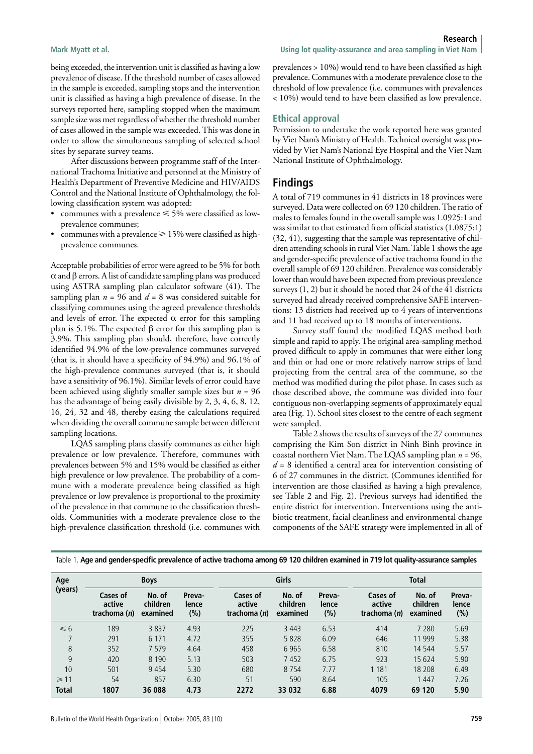being exceeded, the intervention unit is classified as having a low prevalence of disease. If the threshold number of cases allowed in the sample is exceeded, sampling stops and the intervention unit is classified as having a high prevalence of disease. In the surveys reported here, sampling stopped when the maximum sample size was met regardless of whether the threshold number of cases allowed in the sample was exceeded. This was done in order to allow the simultaneous sampling of selected school sites by separate survey teams.

After discussions between programme staff of the International Trachoma Initiative and personnel at the Ministry of Health's Department of Preventive Medicine and HIV/AIDS Control and the National Institute of Ophthalmology, the following classification system was adopted:

- communes with a prevalence $\leqslant$ 5% were classified as low-prevalence communes;
- communes with a prevalence $\geqslant$ 15% were classified as high-prevalence communes.

Acceptable probabilities of error were agreed to be 5% for both $\alpha$ and $\beta$ errors. A list of candidate sampling plans was produced using ASTRA sampling plan calculator software (41). The sampling plan $n = 96$ and $d = 8$ was considered suitable for classifying communes using the agreed prevalence thresholds and levels of error. The expected $\alpha$ error for this sampling plan is 5.1%. The expected $\beta$ error for this sampling plan is 3.9%. This sampling plan should, therefore, have correctly identified 94.9% of the low-prevalence communes surveyed (that is, it should have a specificity of 94.9%) and 96.1% of the high-prevalence communes surveyed (that is, it should have a sensitivity of 96.1%). Similar levels of error could have been achieved using slightly smaller sample sizes but $n = 96$ has the advantage of being easily divisible by 2, 3, 4, 6, 8, 12, 16, 24, 32 and 48, thereby easing the calculations required when dividing the overall commune sample between different sampling locations.

LQAS sampling plans classify communes as either high prevalence or low prevalence. Therefore, communes with prevalences between 5% and 15% would be classified as either high prevalence or low prevalence. The probability of a commune with a moderate prevalence being classified as high prevalence or low prevalence is proportional to the proximity of the prevalence in that commune to the classification thresholds. Communities with a moderate prevalence close to the high-prevalence classification threshold (i.e. communes with prevalences > 10%) would tend to have been classified as high prevalence. Communes with a moderate prevalence close to the threshold of low prevalence (i.e. communes with prevalences < 10%) would tend to have been classified as low prevalence.

### Ethical approval

Permission to undertake the work reported here was granted by Viet Nam's Ministry of Health. Technical oversight was provided by Viet Nam's National Eye Hospital and the Viet Nam National Institute of Ophthalmology.

## Findings

A total of 719 communes in 41 districts in 18 provinces were surveyed. Data were collected on 69 120 children. The ratio of males to females found in the overall sample was 1.0925:1 and was similar to that estimated from official statistics (1.0875:1) (32, 41), suggesting that the sample was representative of children attending schools in rural Viet Nam. Table 1 shows the age and gender-specific prevalence of active trachoma found in the overall sample of 69 120 children. Prevalence was considerably lower than would have been expected from previous prevalence surveys (1, 2) but it should be noted that 24 of the 41 districts surveyed had already received comprehensive SAFE interventions: 13 districts had received up to 4 years of interventions and 11 had received up to 18 months of interventions.

Survey staff found the modified LQAS method both simple and rapid to apply. The original area-sampling method proved difficult to apply in communes that were either long and thin or had one or more relatively narrow strips of land projecting from the central area of the commune, so the method was modified during the pilot phase. In cases such as those described above, the commune was divided into four contiguous non-overlapping segments of approximately equal area (Fig. 1). School sites closest to the centre of each segment were sampled.

Table 2 shows the results of surveys of the 27 communes comprising the Kim Son district in Ninh Binh province in coastal northern Viet Nam. The LQAS sampling plan $n = 96$, $d = 8$ identified a central area for intervention consisting of 6 of 27 communes in the district. (Communes identified for intervention are those classified as having a high prevalence, see Table 2 and Fig. 2). Previous surveys had identified the entire district for intervention. Interventions using the antibiotic treatment, facial cleanliness and environmental change components of the SAFE strategy were implemented in all of

Table 1. **Age and gender-specific prevalence of active trachoma among 69 120 children examined in 719 lot quality-assurance samples**

| Age (years) | Boys | | | Girls | | | Total | | |
|---|---|---|---|---|---|---|---|---|---|
| | Cases of active trachoma (*n*) | No. of children examined | Prevalence (%) | Cases of active trachoma (*n*) | No. of children examined | Prevalence (%) | Cases of active trachoma (*n*) | No. of children examined | Prevalence (%) |
| $\leqslant$ 6 | 189 | 3 837 | 4.93 | 225 | 3 443 | 6.53 | 414 | 7 280 | 5.69 |
| 7 | 291 | 6 171 | 4.72 | 355 | 5 828 | 6.09 | 646 | 11 999 | 5.38 |
| 8 | 352 | 7 579 | 4.64 | 458 | 6 965 | 6.58 | 810 | 14 544 | 5.57 |
| 9 | 420 | 8 190 | 5.13 | 503 | 7 452 | 6.75 | 923 | 15 624 | 5.90 |
| 10 | 501 | 9 454 | 5.30 | 680 | 8 754 | 7.77 | 1 181 | 18 208 | 6.49 |
| $\geqslant$ 11 | 54 | 857 | 6.30 | 51 | 590 | 8.64 | 105 | 1 447 | 7.26 |
| **Total** | **1807** | **36 088** | **4.73** | **2272** | **33 032** | **6.88** | **4079** | **69 120** | **5.90** |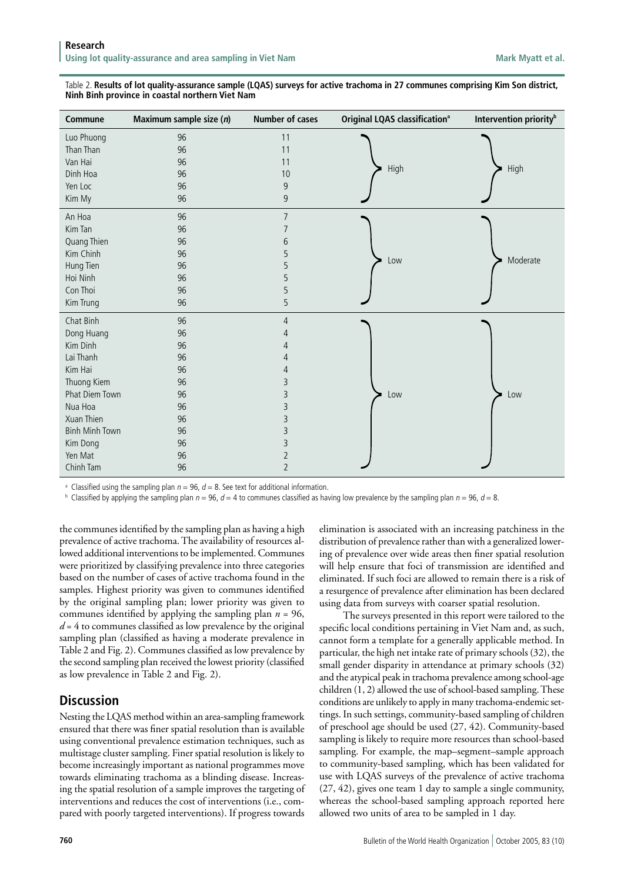Table 2. **Results of lot quality-assurance sample (LQAS) surveys for active trachoma in 27 communes comprising Kim Son district, Ninh Binh province in coastal northern Viet Nam**

| Commune | Maximum sample size ($n$) | Number of cases | Original LQAS classification[a] | Intervention priority[b] |
|---|---|---|---|---|
| Luo Phuong | 96 | 11 | High | High |
| Than Than | 96 | 11 | | |
| Van Hai | 96 | 11 | | |
| Dinh Hoa | 96 | 10 | | |
| Yen Loc | 96 | 9 | | |
| Kim My | 96 | 9 | | |
| An Hoa | 96 | 7 | Low | Moderate |
| Kim Tan | 96 | 7 | | |
| Quang Thien | 96 | 6 | | |
| Kim Chinh | 96 | 5 | | |
| Hung Tien | 96 | 5 | | |
| Hoi Ninh | 96 | 5 | | |
| Con Thoi | 96 | 5 | | |
| Kim Trung | 96 | 5 | | |
| Chat Binh | 96 | 4 | Low | Low |
| Dong Huang | 96 | 4 | | |
| Kim Dinh | 96 | 4 | | |
| Lai Thanh | 96 | 4 | | |
| Kim Hai | 96 | 4 | | |
| Thuong Kiem | 96 | 3 | | |
| Phat Diem Town | 96 | 3 | | |
| Nua Hoa | 96 | 3 | | |
| Xuan Thien | 96 | 3 | | |
| Binh Minh Town | 96 | 3 | | |
| Kim Dong | 96 | 3 | | |
| Yen Mat | 96 | 2 | | |
| Chinh Tam | 96 | 2 | | |

[a] Classified using the sampling plan $n = 96$, $d = 8$. See text for additional information.

[b] Classified by applying the sampling plan $n = 96$, $d = 4$ to communes classified as having low prevalence by the sampling plan $n = 96$, $d = 8$.

the communes identified by the sampling plan as having a high prevalence of active trachoma. The availability of resources allowed additional interventions to be implemented. Communes were prioritized by classifying prevalence into three categories based on the number of cases of active trachoma found in the samples. Highest priority was given to communes identified by the original sampling plan; lower priority was given to communes identified by applying the sampling plan $n = 96$, $d = 4$ to communes classified as low prevalence by the original sampling plan (classified as having a moderate prevalence in Table 2 and Fig. 2). Communes classified as low prevalence by the second sampling plan received the lowest priority (classified as low prevalence in Table 2 and Fig. 2).

## Discussion

Nesting the LQAS method within an area-sampling framework ensured that there was finer spatial resolution than is available using conventional prevalence estimation techniques, such as multistage cluster sampling. Finer spatial resolution is likely to become increasingly important as national programmes move towards eliminating trachoma as a blinding disease. Increasing the spatial resolution of a sample improves the targeting of interventions and reduces the cost of interventions (i.e., compared with poorly targeted interventions). If progress towards elimination is associated with an increasing patchiness in the distribution of prevalence rather than with a generalized lowering of prevalence over wide areas then finer spatial resolution will help ensure that foci of transmission are identified and eliminated. If such foci are allowed to remain there is a risk of a resurgence of prevalence after elimination has been declared using data from surveys with coarser spatial resolution.

The surveys presented in this report were tailored to the specific local conditions pertaining in Viet Nam and, as such, cannot form a template for a generally applicable method. In particular, the high net intake rate of primary schools (32), the small gender disparity in attendance at primary schools (32) and the atypical peak in trachoma prevalence among school-age children (1, 2) allowed the use of school-based sampling. These conditions are unlikely to apply in many trachoma-endemic settings. In such settings, community-based sampling of children of preschool age should be used (27, 42). Community-based sampling is likely to require more resources than school-based sampling. For example, the map–segment–sample approach to community-based sampling, which has been validated for use with LQAS surveys of the prevalence of active trachoma (27, 42), gives one team 1 day to sample a single community, whereas the school-based sampling approach reported here allowed two units of area to be sampled in 1 day.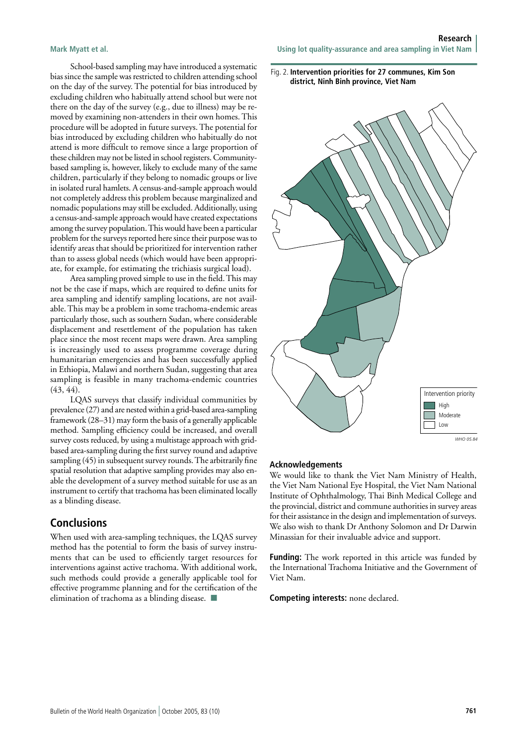School-based sampling may have introduced a systematic bias since the sample was restricted to children attending school on the day of the survey. The potential for bias introduced by excluding children who habitually attend school but were not there on the day of the survey (e.g., due to illness) may be removed by examining non-attenders in their own homes. This procedure will be adopted in future surveys. The potential for bias introduced by excluding children who habitually do not attend is more difficult to remove since a large proportion of these children may not be listed in school registers. Community-based sampling is, however, likely to exclude many of the same children, particularly if they belong to nomadic groups or live in isolated rural hamlets. A census-and-sample approach would not completely address this problem because marginalized and nomadic populations may still be excluded. Additionally, using a census-and-sample approach would have created expectations among the survey population. This would have been a particular problem for the surveys reported here since their purpose was to identify areas that should be prioritized for intervention rather than to assess global needs (which would have been appropriate, for example, for estimating the trichiasis surgical load).

Area sampling proved simple to use in the field. This may not be the case if maps, which are required to define units for area sampling and identify sampling locations, are not available. This may be a problem in some trachoma-endemic areas particularly those, such as southern Sudan, where considerable displacement and resettlement of the population has taken place since the most recent maps were drawn. Area sampling is increasingly used to assess programme coverage during humanitarian emergencies and has been successfully applied in Ethiopia, Malawi and northern Sudan, suggesting that area sampling is feasible in many trachoma-endemic countries (43, 44).

LQAS surveys that classify individual communities by prevalence (27) and are nested within a grid-based area-sampling framework (28–31) may form the basis of a generally applicable method. Sampling efficiency could be increased, and overall survey costs reduced, by using a multistage approach with grid-based area-sampling during the first survey round and adaptive sampling (45) in subsequent survey rounds. The arbitrarily fine spatial resolution that adaptive sampling provides may also enable the development of a survey method suitable for use as an instrument to certify that trachoma has been eliminated locally as a blinding disease.

## Conclusions

When used with area-sampling techniques, the LQAS survey method has the potential to form the basis of survey instruments that can be used to efficiently target resources for interventions against active trachoma. With additional work, such methods could provide a generally applicable tool for effective programme planning and for the certification of the elimination of trachoma as a blinding disease. ■

Fig. 2. **Intervention priorities for 27 communes, Kim Son district, Ninh Binh province, Viet Nam**

### Acknowledgements

We would like to thank the Viet Nam Ministry of Health, the Viet Nam National Eye Hospital, the Viet Nam National Institute of Ophthalmology, Thai Binh Medical College and the provincial, district and commune authorities in survey areas for their assistance in the design and implementation of surveys. We also wish to thank Dr Anthony Solomon and Dr Darwin Minassian for their invaluable advice and support.

**Funding:** The work reported in this article was funded by the International Trachoma Initiative and the Government of Viet Nam.

**Competing interests:** none declared.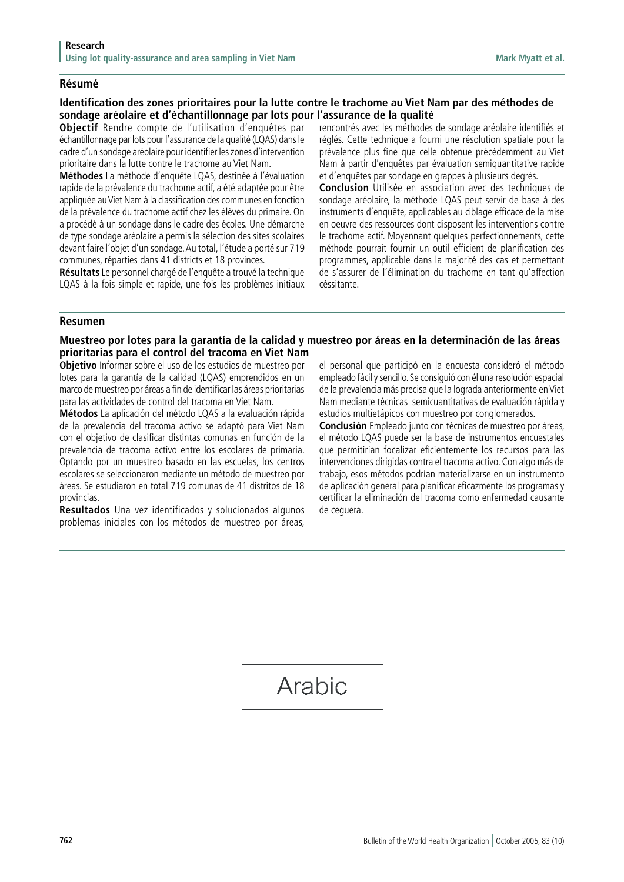## Résumé

### Identification des zones prioritaires pour la lutte contre le trachome au Viet Nam par des méthodes de sondage aréolaire et d'échantillonnage par lots pour l'assurance de la qualité

**Objectif** Rendre compte de l'utilisation d'enquêtes par échantillonnage par lots pour l'assurance de la qualité (LQAS) dans le cadre d'un sondage aréolaire pour identifier les zones d'intervention prioritaire dans la lutte contre le trachome au Viet Nam.

**Méthodes** La méthode d'enquête LQAS, destinée à l'évaluation rapide de la prévalence du trachome actif, a été adaptée pour être appliquée au Viet Nam à la classification des communes en fonction de la prévalence du trachome actif chez les élèves du primaire. On a procédé à un sondage dans le cadre des écoles. Une démarche de type sondage aréolaire a permis la sélection des sites scolaires devant faire l'objet d'un sondage. Au total, l'étude a porté sur 719 communes, réparties dans 41 districts et 18 provinces.

**Résultats** Le personnel chargé de l'enquête a trouvé la technique LQAS à la fois simple et rapide, une fois les problèmes initiaux rencontrés avec les méthodes de sondage aréolaire identifiés et réglés. Cette technique a fourni une résolution spatiale pour la prévalence plus fine que celle obtenue précédemment au Viet Nam à partir d'enquêtes par évaluation semiquantitative rapide et d'enquêtes par sondage en grappes à plusieurs degrés.

**Conclusion** Utilisée en association avec des techniques de sondage aréolaire, la méthode LQAS peut servir de base à des instruments d'enquête, applicables au ciblage efficace de la mise en oeuvre des ressources dont disposent les interventions contre le trachome actif. Moyennant quelques perfectionnements, cette méthode pourrait fournir un outil efficient de planification des programmes, applicable dans la majorité des cas et permettant de s'assurer de l'élimination du trachome en tant qu'affection céssitante.

## Resumen

### Muestreo por lotes para la garantía de la calidad y muestreo por áreas en la determinación de las áreas prioritarias para el control del tracoma en Viet Nam

**Objetivo** Informar sobre el uso de los estudios de muestreo por lotes para la garantía de la calidad (LQAS) emprendidos en un marco de muestreo por áreas a fin de identificar las áreas prioritarias para las actividades de control del tracoma en Viet Nam.

**Métodos** La aplicación del método LQAS a la evaluación rápida de la prevalencia del tracoma activo se adaptó para Viet Nam con el objetivo de clasificar distintas comunas en función de la prevalencia de tracoma activo entre los escolares de primaria. Optando por un muestreo basado en las escuelas, los centros escolares se seleccionaron mediante un método de muestreo por áreas. Se estudiaron en total 719 comunas de 41 distritos de 18 provincias.

**Resultados** Una vez identificados y solucionados algunos problemas iniciales con los métodos de muestreo por áreas, el personal que participó en la encuesta consideró el método empleado fácil y sencillo. Se consiguió con él una resolución espacial de la prevalencia más precisa que la lograda anteriormente en Viet Nam mediante técnicas semicuantitativas de evaluación rápida y estudios multietápicos con muestreo por conglomerados.

**Conclusión** Empleado junto con técnicas de muestreo por áreas, el método LQAS puede ser la base de instrumentos encuestales que permitirían focalizar eficientemente los recursos para las intervenciones dirigidas contra el tracoma activo. Con algo más de trabajo, esos métodos podrían materializarse en un instrumento de aplicación general para planificar eficazmente los programas y certificar la eliminación del tracoma como enfermedad causante de ceguera.

Arabic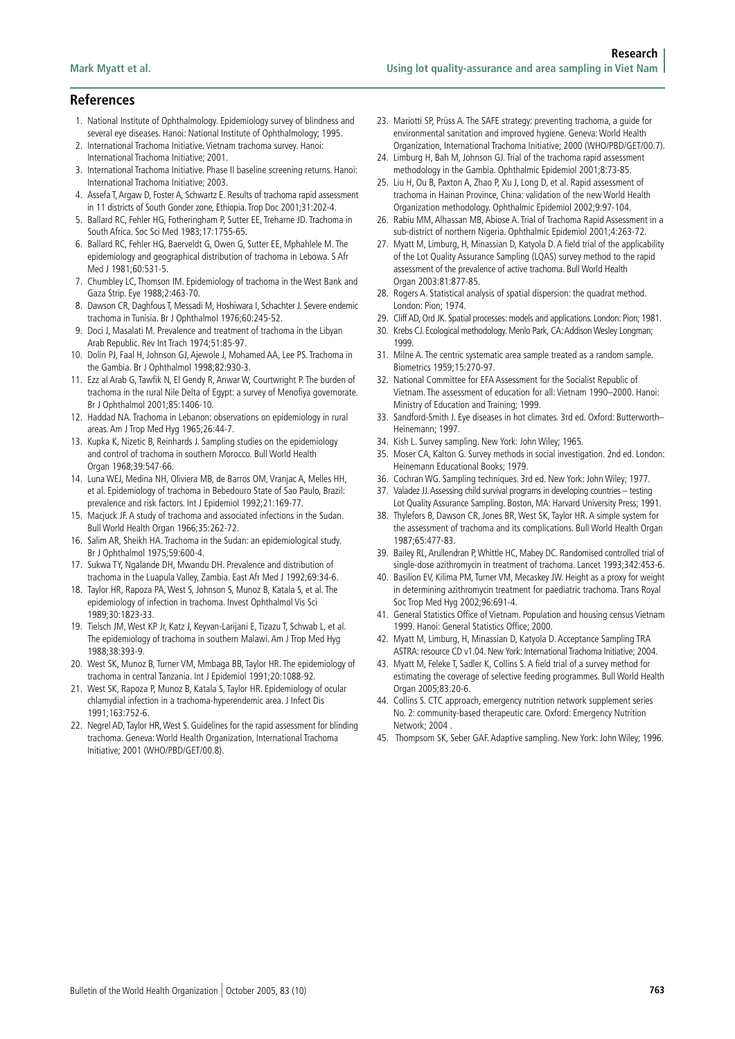## References

1. National Institute of Ophthalmology. Epidemiology survey of blindness and several eye diseases. Hanoi: National Institute of Ophthalmology; 1995.
2. International Trachoma Initiative. Vietnam trachoma survey. Hanoi: International Trachoma Initiative; 2001.
3. International Trachoma Initiative. Phase II baseline screening returns. Hanoi: International Trachoma Initiative; 2003.
4. Assefa T, Argaw D, Foster A, Schwartz E. Results of trachoma rapid assessment in 11 districts of South Gonder zone, Ethiopia. Trop Doc 2001;31:202-4.
5. Ballard RC, Fehler HG, Fotheringham P, Sutter EE, Treharne JD. Trachoma in South Africa. Soc Sci Med 1983;17:1755-65.
6. Ballard RC, Fehler HG, Baerveldt G, Owen G, Sutter EE, Mphahlele M. The epidemiology and geographical distribution of trachoma in Lebowa. S Afr Med J 1981;60:531-5.
7. Chumbley LC, Thomson IM. Epidemiology of trachoma in the West Bank and Gaza Strip. Eye 1988;2:463-70.
8. Dawson CR, Daghfous T, Messadi M, Hoshiwara I, Schachter J. Severe endemic trachoma in Tunisia. Br J Ophthalmol 1976;60:245-52.
9. Doci J, Masalati M. Prevalence and treatment of trachoma in the Libyan Arab Republic. Rev Int Trach 1974;51:85-97.
10. Dolin PJ, Faal H, Johnson GJ, Ajewole J, Mohamed AA, Lee PS. Trachoma in the Gambia. Br J Ophthalmol 1998;82:930-3.
11. Ezz al Arab G, Tawfik N, El Gendy R, Anwar W, Courtwright P. The burden of trachoma in the rural Nile Delta of Egypt: a survey of Menofiya governorate. Br J Ophthalmol 2001;85:1406-10.
12. Haddad NA. Trachoma in Lebanon: observations on epidemiology in rural areas. Am J Trop Med Hyg 1965;26:44-7.
13. Kupka K, Nizetic B, Reinhards J. Sampling studies on the epidemiology and control of trachoma in southern Morocco. Bull World Health Organ 1968;39:547-66.
14. Luna WEJ, Medina NH, Oliviera MB, de Barros OM, Vranjac A, Melles HH, et al. Epidemiology of trachoma in Bebedouro State of Sao Paulo, Brazil: prevalence and risk factors. Int J Epidemiol 1992;21:169-77.
15. Macjuck JF. A study of trachoma and associated infections in the Sudan. Bull World Health Organ 1966;35:262-72.
16. Salim AR, Sheikh HA. Trachoma in the Sudan: an epidemiological study. Br J Ophthalmol 1975;59:600-4.
17. Sukwa TY, Ngalande DH, Mwandu DH. Prevalence and distribution of trachoma in the Luapula Valley, Zambia. East Afr Med J 1992;69:34-6.
18. Taylor HR, Rapoza PA, West S, Johnson S, Munoz B, Katala S, et al. The epidemiology of infection in trachoma. Invest Ophthalmol Vis Sci 1989;30:1823-33.
19. Tielsch JM, West KP Jr, Katz J, Keyvan-Larijani E, Tizazu T, Schwab L, et al. The epidemiology of trachoma in southern Malawi. Am J Trop Med Hyg 1988;38:393-9.
20. West SK, Munoz B, Turner VM, Mmbaga BB, Taylor HR. The epidemiology of trachoma in central Tanzania. Int J Epidemiol 1991;20:1088-92.
21. West SK, Rapoza P, Munoz B, Katala S, Taylor HR. Epidemiology of ocular chlamydial infection in a trachoma-hyperendemic area. J Infect Dis 1991;163:752-6.
22. Negrel AD, Taylor HR, West S. Guidelines for the rapid assessment for blinding trachoma. Geneva: World Health Organization, International Trachoma Initiative; 2001 (WHO/PBD/GET/00.8).
23. Mariotti SP, Prüss A. The SAFE strategy: preventing trachoma, a guide for environmental sanitation and improved hygiene. Geneva: World Health Organization, International Trachoma Initiative; 2000 (WHO/PBD/GET/00.7).
24. Limburg H, Bah M, Johnson GJ. Trial of the trachoma rapid assessment methodology in the Gambia. Ophthalmic Epidemiol 2001;8:73-85.
25. Liu H, Ou B, Paxton A, Zhao P, Xu J, Long D, et al. Rapid assessment of trachoma in Hainan Province, China: validation of the new World Health Organization methodology. Ophthalmic Epidemiol 2002;9:97-104.
26. Rabiu MM, Alhassan MB, Abiose A. Trial of Trachoma Rapid Assessment in a sub-district of northern Nigeria. Ophthalmic Epidemiol 2001;4:263-72.
27. Myatt M, Limburg, H, Minassian D, Katyola D. A field trial of the applicability of the Lot Quality Assurance Sampling (LQAS) survey method to the rapid assessment of the prevalence of active trachoma. Bull World Health Organ 2003:81:877-85.
28. Rogers A. Statistical analysis of spatial dispersion: the quadrat method. London: Pion; 1974.
29. Cliff AD, Ord JK. Spatial processes: models and applications. London: Pion; 1981.
30. Krebs CJ. Ecological methodology. Menlo Park, CA: Addison Wesley Longman; 1999.
31. Milne A. The centric systematic area sample treated as a random sample. Biometrics 1959;15:270-97.
32. National Committee for EFA Assessment for the Socialist Republic of Vietnam. The assessment of education for all: Vietnam 1990–2000. Hanoi: Ministry of Education and Training; 1999.
33. Sandford-Smith J. Eye diseases in hot climates. 3rd ed. Oxford: Butterworth–Heinemann; 1997.
34. Kish L. Survey sampling. New York: John Wiley; 1965.
35. Moser CA, Kalton G. Survey methods in social investigation. 2nd ed. London: Heinemann Educational Books; 1979.
36. Cochran WG. Sampling techniques. 3rd ed. New York: John Wiley; 1977.
37. Valadez JJ. Assessing child survival programs in developing countries – testing Lot Quality Assurance Sampling. Boston, MA: Harvard University Press; 1991.
38. Thylefors B, Dawson CR, Jones BR, West SK, Taylor HR. A simple system for the assessment of trachoma and its complications. Bull World Health Organ 1987;65:477-83.
39. Bailey RL, Arullendran P, Whittle HC, Mabey DC. Randomised controlled trial of single-dose azithromycin in treatment of trachoma. Lancet 1993;342:453-6.
40. Basilion EV, Kilima PM, Turner VM, Mecaskey JW. Height as a proxy for weight in determining azithromycin treatment for paediatric trachoma. Trans Royal Soc Trop Med Hyg 2002;96:691-4.
41. General Statistics Office of Vietnam. Population and housing census Vietnam 1999. Hanoi: General Statistics Office; 2000.
42. Myatt M, Limburg, H, Minassian D, Katyola D. Acceptance Sampling TRA ASTRA: resource CD v1.04. New York: International Trachoma Initiative; 2004.
43. Myatt M, Feleke T, Sadler K, Collins S. A field trial of a survey method for estimating the coverage of selective feeding programmes. Bull World Health Organ 2005;83:20-6.
44. Collins S. CTC approach, emergency nutrition network supplement series No. 2: community-based therapeutic care. Oxford: Emergency Nutrition Network; 2004 .
45. Thompsom SK, Seber GAF. Adaptive sampling. New York: John Wiley; 1996.